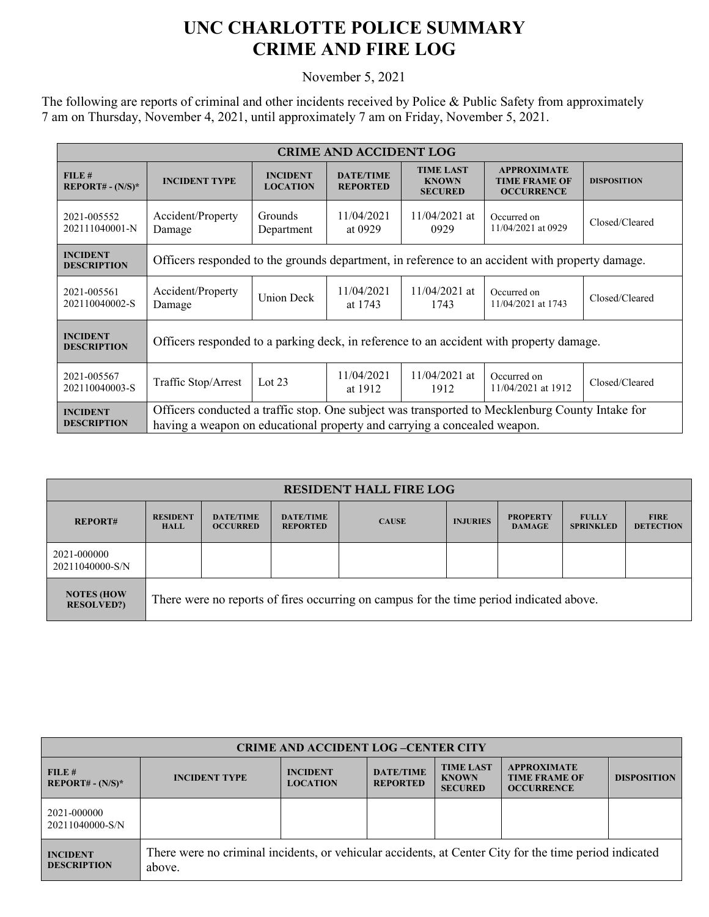# UNC CHARLOTTE POLICE SUMMARY
# CRIME AND FIRE LOG

November 5, 2021

The following are reports of criminal and other incidents received by Police & Public Safety from approximately 7 am on Thursday, November 4, 2021, until approximately 7 am on Friday, November 5, 2021.

| CRIME AND ACCIDENT LOG | | | | | | |
|---|---|---|---|---|---|---|
| **FILE # REPORT# - (N/S)*** | **INCIDENT TYPE** | **INCIDENT LOCATION** | **DATE/TIME REPORTED** | **TIME LAST KNOWN SECURED** | **APPROXIMATE TIME FRAME OF OCCURRENCE** | **DISPOSITION** |
| 2021-005552 202111040001-N | Accident/Property Damage | Grounds Department | 11/04/2021 at 0929 | 11/04/2021 at 0929 | Occurred on 11/04/2021 at 0929 | Closed/Cleared |
| **INCIDENT DESCRIPTION** | Officers responded to the grounds department, in reference to an accident with property damage. | | | | | |
| 2021-005561 202110040002-S | Accident/Property Damage | Union Deck | 11/04/2021 at 1743 | 11/04/2021 at 1743 | Occurred on 11/04/2021 at 1743 | Closed/Cleared |
| **INCIDENT DESCRIPTION** | Officers responded to a parking deck, in reference to an accident with property damage. | | | | | |
| 2021-005567 202110040003-S | Traffic Stop/Arrest | Lot 23 | 11/04/2021 at 1912 | 11/04/2021 at 1912 | Occurred on 11/04/2021 at 1912 | Closed/Cleared |
| **INCIDENT DESCRIPTION** | Officers conducted a traffic stop. One subject was transported to Mecklenburg County Intake for having a weapon on educational property and carrying a concealed weapon. | | | | | |

| RESIDENT HALL FIRE LOG | | | | | | | | |
|---|---|---|---|---|---|---|---|---|
| **REPORT#** | **RESIDENT HALL** | **DATE/TIME OCCURRED** | **DATE/TIME REPORTED** | **CAUSE** | **INJURIES** | **PROPERTY DAMAGE** | **FULLY SPRINKLED** | **FIRE DETECTION** |
| 2021-000000 20211040000-S/N | | | | | | | | |
| **NOTES (HOW RESOLVED?)** | There were no reports of fires occurring on campus for the time period indicated above. | | | | | | | |

| CRIME AND ACCIDENT LOG –CENTER CITY | | | | | | |
|---|---|---|---|---|---|---|
| **FILE # REPORT# - (N/S)*** | **INCIDENT TYPE** | **INCIDENT LOCATION** | **DATE/TIME REPORTED** | **TIME LAST KNOWN SECURED** | **APPROXIMATE TIME FRAME OF OCCURRENCE** | **DISPOSITION** |
| 2021-000000 20211040000-S/N | | | | | | |
| **INCIDENT DESCRIPTION** | There were no criminal incidents, or vehicular accidents, at Center City for the time period indicated above. | | | | | |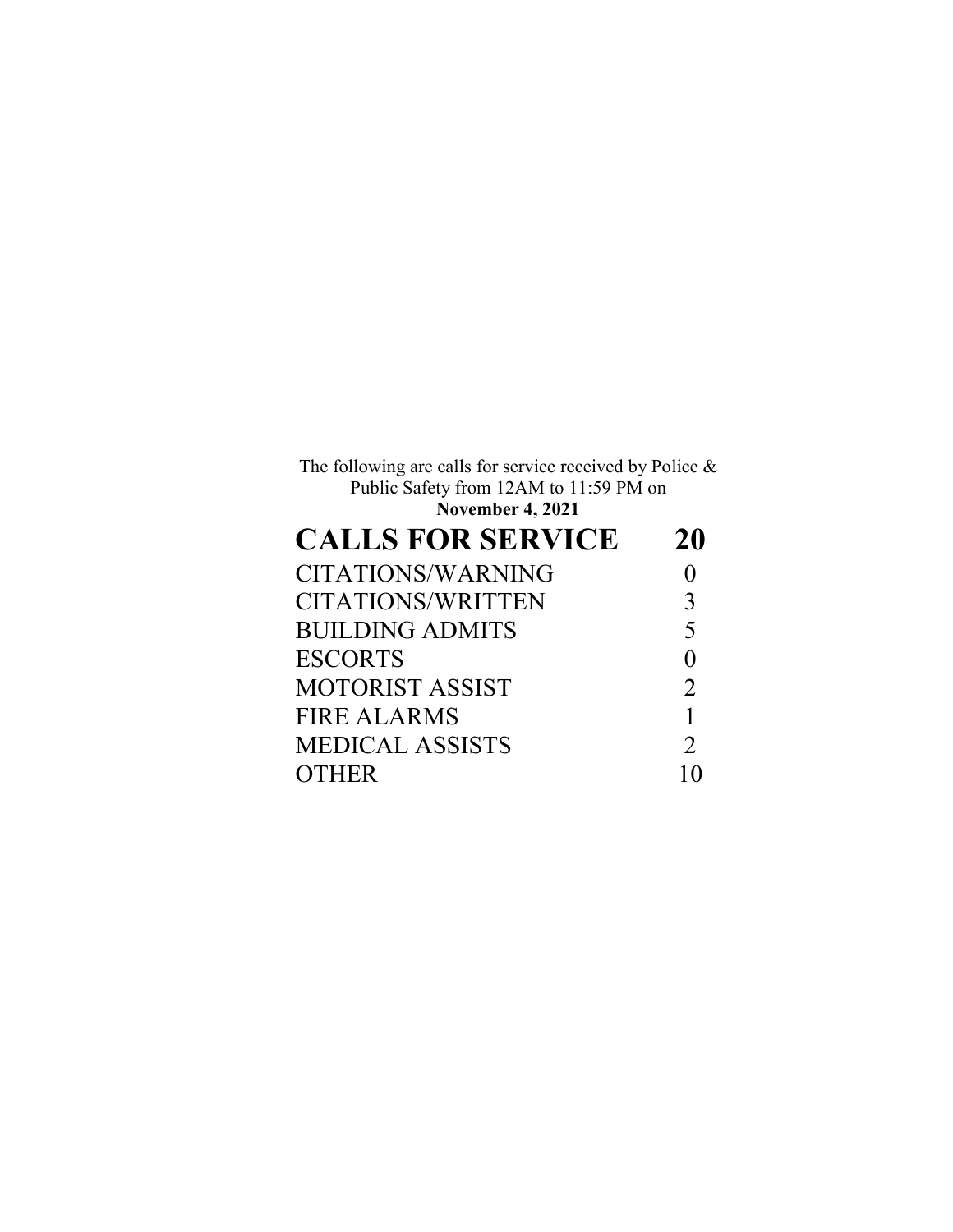The following are calls for service received by Police & Public Safety from 12AM to 11:59 PM on

**November 4, 2021**

| | |
|---|---|
| **CALLS FOR SERVICE** | **20** |
| CITATIONS/WARNING | 0 |
| CITATIONS/WRITTEN | 3 |
| BUILDING ADMITS | 5 |
| ESCORTS | 0 |
| MOTORIST ASSIST | 2 |
| FIRE ALARMS | 1 |
| MEDICAL ASSISTS | 2 |
| OTHER | 10 |